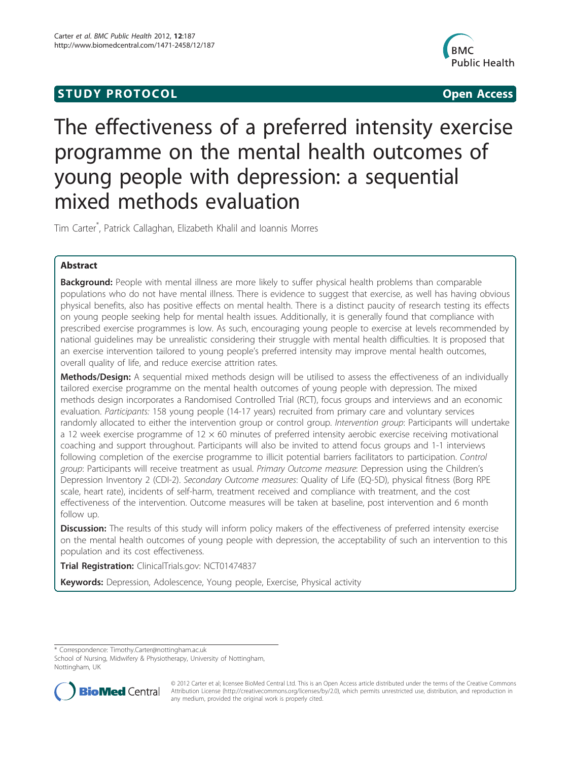STUDY PROTOCOL Open Access

# The effectiveness of a preferred intensity exercise programme on the mental health outcomes of young people with depression: a sequential mixed methods evaluation

Tim Carter*, Patrick Callaghan, Elizabeth Khalil and Ioannis Morres

## Abstract

**Background:** People with mental illness are more likely to suffer physical health problems than comparable populations who do not have mental illness. There is evidence to suggest that exercise, as well has having obvious physical benefits, also has positive effects on mental health. There is a distinct paucity of research testing its effects on young people seeking help for mental health issues. Additionally, it is generally found that compliance with prescribed exercise programmes is low. As such, encouraging young people to exercise at levels recommended by national guidelines may be unrealistic considering their struggle with mental health difficulties. It is proposed that an exercise intervention tailored to young people's preferred intensity may improve mental health outcomes, overall quality of life, and reduce exercise attrition rates.

**Methods/Design:** A sequential mixed methods design will be utilised to assess the effectiveness of an individually tailored exercise programme on the mental health outcomes of young people with depression. The mixed methods design incorporates a Randomised Controlled Trial (RCT), focus groups and interviews and an economic evaluation. *Participants:* 158 young people (14-17 years) recruited from primary care and voluntary services randomly allocated to either the intervention group or control group. *Intervention group*: Participants will undertake a 12 week exercise programme of 12 × 60 minutes of preferred intensity aerobic exercise receiving motivational coaching and support throughout. Participants will also be invited to attend focus groups and 1-1 interviews following completion of the exercise programme to illicit potential barriers facilitators to participation. *Control group*: Participants will receive treatment as usual. *Primary Outcome measure*: Depression using the Children's Depression Inventory 2 (CDI-2). *Secondary Outcome measures*: Quality of Life (EQ-5D), physical fitness (Borg RPE scale, heart rate), incidents of self-harm, treatment received and compliance with treatment, and the cost effectiveness of the intervention. Outcome measures will be taken at baseline, post intervention and 6 month follow up.

**Discussion:** The results of this study will inform policy makers of the effectiveness of preferred intensity exercise on the mental health outcomes of young people with depression, the acceptability of such an intervention to this population and its cost effectiveness.

**Trial Registration:** ClinicalTrials.gov: NCT01474837

**Keywords:** Depression, Adolescence, Young people, Exercise, Physical activity

---

* Correspondence: Timothy.Carter@nottingham.ac.uk
School of Nursing, Midwifery & Physiotherapy, University of Nottingham, Nottingham, UK

© 2012 Carter et al; licensee BioMed Central Ltd. This is an Open Access article distributed under the terms of the Creative Commons Attribution License (http://creativecommons.org/licenses/by/2.0), which permits unrestricted use, distribution, and reproduction in any medium, provided the original work is properly cited.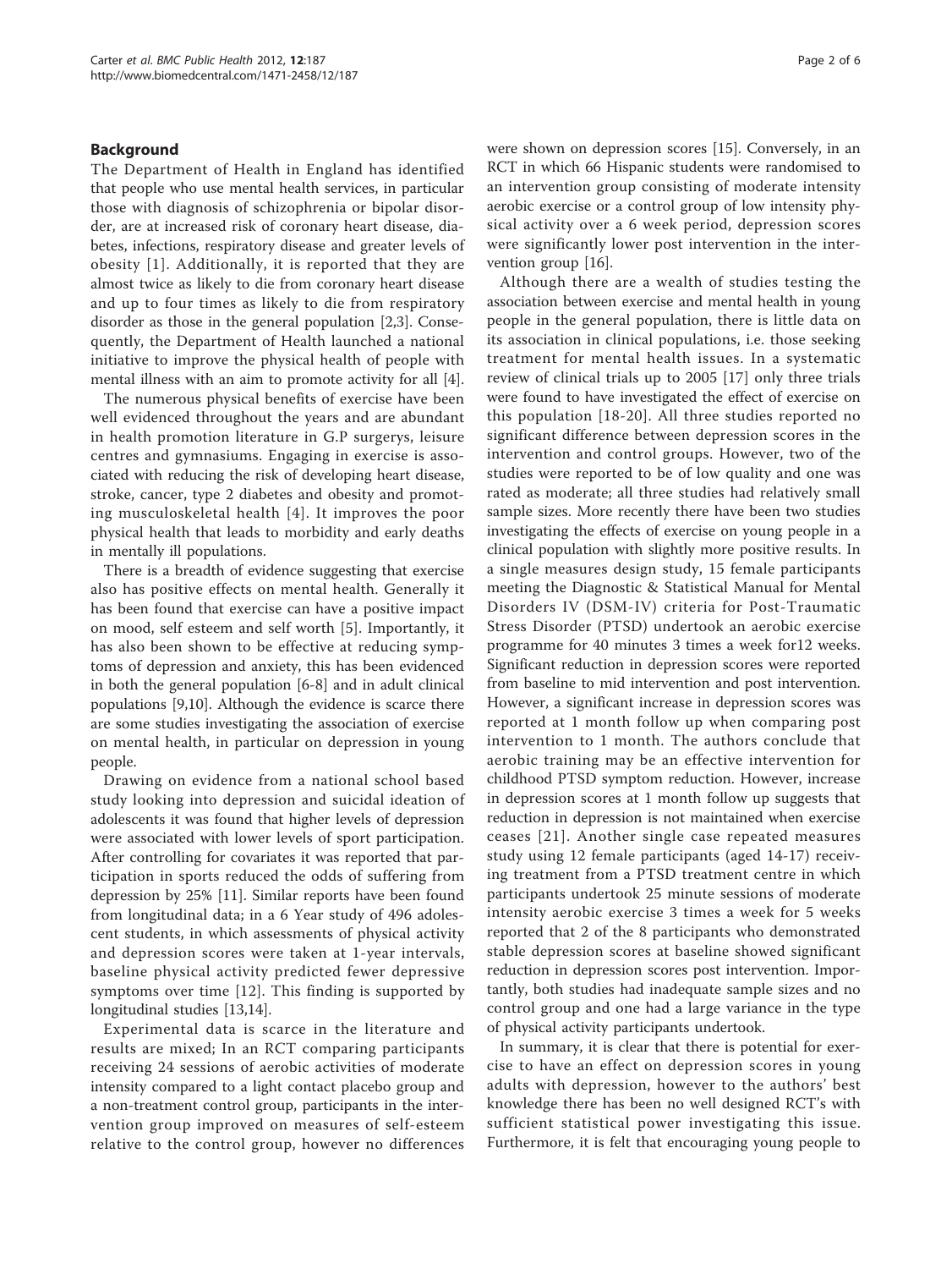## Background

The Department of Health in England has identified that people who use mental health services, in particular those with diagnosis of schizophrenia or bipolar disorder, are at increased risk of coronary heart disease, diabetes, infections, respiratory disease and greater levels of obesity [1]. Additionally, it is reported that they are almost twice as likely to die from coronary heart disease and up to four times as likely to die from respiratory disorder as those in the general population [2,3]. Consequently, the Department of Health launched a national initiative to improve the physical health of people with mental illness with an aim to promote activity for all [4].

The numerous physical benefits of exercise have been well evidenced throughout the years and are abundant in health promotion literature in G.P surgerys, leisure centres and gymnasiums. Engaging in exercise is associated with reducing the risk of developing heart disease, stroke, cancer, type 2 diabetes and obesity and promoting musculoskeletal health [4]. It improves the poor physical health that leads to morbidity and early deaths in mentally ill populations.

There is a breadth of evidence suggesting that exercise also has positive effects on mental health. Generally it has been found that exercise can have a positive impact on mood, self esteem and self worth [5]. Importantly, it has also been shown to be effective at reducing symptoms of depression and anxiety, this has been evidenced in both the general population [6-8] and in adult clinical populations [9,10]. Although the evidence is scarce there are some studies investigating the association of exercise on mental health, in particular on depression in young people.

Drawing on evidence from a national school based study looking into depression and suicidal ideation of adolescents it was found that higher levels of depression were associated with lower levels of sport participation. After controlling for covariates it was reported that participation in sports reduced the odds of suffering from depression by 25% [11]. Similar reports have been found from longitudinal data; in a 6 Year study of 496 adolescent students, in which assessments of physical activity and depression scores were taken at 1-year intervals, baseline physical activity predicted fewer depressive symptoms over time [12]. This finding is supported by longitudinal studies [13,14].

Experimental data is scarce in the literature and results are mixed; In an RCT comparing participants receiving 24 sessions of aerobic activities of moderate intensity compared to a light contact placebo group and a non-treatment control group, participants in the intervention group improved on measures of self-esteem relative to the control group, however no differences were shown on depression scores [15]. Conversely, in an RCT in which 66 Hispanic students were randomised to an intervention group consisting of moderate intensity aerobic exercise or a control group of low intensity physical activity over a 6 week period, depression scores were significantly lower post intervention in the intervention group [16].

Although there are a wealth of studies testing the association between exercise and mental health in young people in the general population, there is little data on its association in clinical populations, i.e. those seeking treatment for mental health issues. In a systematic review of clinical trials up to 2005 [17] only three trials were found to have investigated the effect of exercise on this population [18-20]. All three studies reported no significant difference between depression scores in the intervention and control groups. However, two of the studies were reported to be of low quality and one was rated as moderate; all three studies had relatively small sample sizes. More recently there have been two studies investigating the effects of exercise on young people in a clinical population with slightly more positive results. In a single measures design study, 15 female participants meeting the Diagnostic & Statistical Manual for Mental Disorders IV (DSM-IV) criteria for Post-Traumatic Stress Disorder (PTSD) undertook an aerobic exercise programme for 40 minutes 3 times a week for12 weeks. Significant reduction in depression scores were reported from baseline to mid intervention and post intervention. However, a significant increase in depression scores was reported at 1 month follow up when comparing post intervention to 1 month. The authors conclude that aerobic training may be an effective intervention for childhood PTSD symptom reduction. However, increase in depression scores at 1 month follow up suggests that reduction in depression is not maintained when exercise ceases [21]. Another single case repeated measures study using 12 female participants (aged 14-17) receiving treatment from a PTSD treatment centre in which participants undertook 25 minute sessions of moderate intensity aerobic exercise 3 times a week for 5 weeks reported that 2 of the 8 participants who demonstrated stable depression scores at baseline showed significant reduction in depression scores post intervention. Importantly, both studies had inadequate sample sizes and no control group and one had a large variance in the type of physical activity participants undertook.

In summary, it is clear that there is potential for exercise to have an effect on depression scores in young adults with depression, however to the authors' best knowledge there has been no well designed RCT's with sufficient statistical power investigating this issue. Furthermore, it is felt that encouraging young people to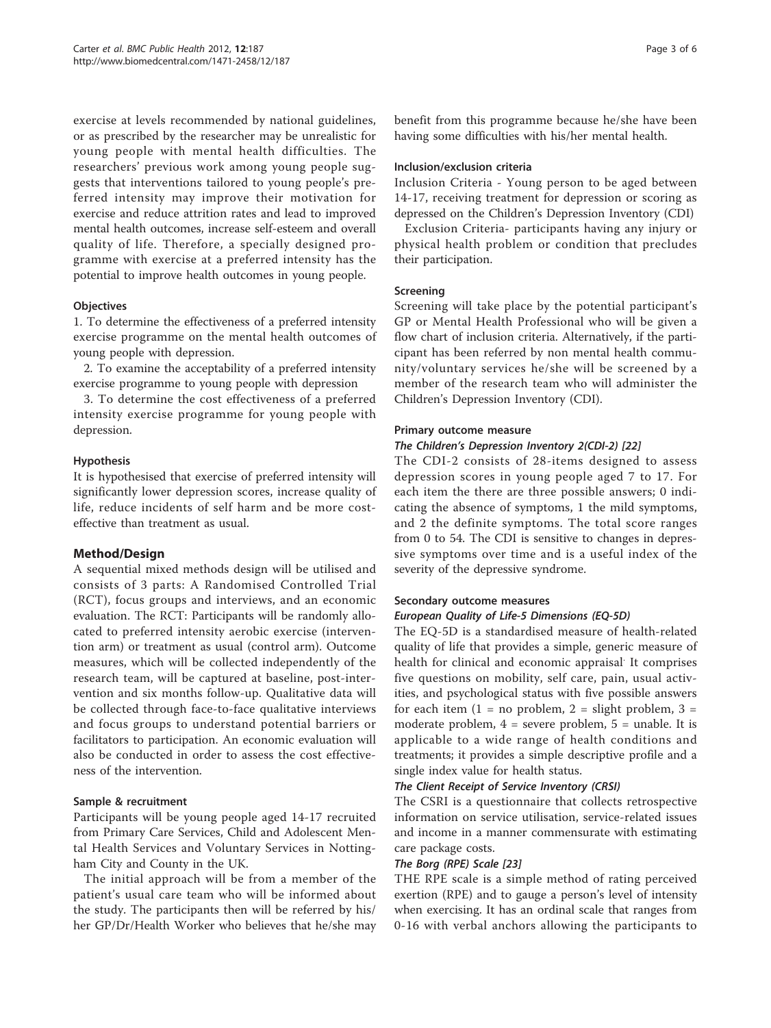exercise at levels recommended by national guidelines, or as prescribed by the researcher may be unrealistic for young people with mental health difficulties. The researchers' previous work among young people suggests that interventions tailored to young people's preferred intensity may improve their motivation for exercise and reduce attrition rates and lead to improved mental health outcomes, increase self-esteem and overall quality of life. Therefore, a specially designed programme with exercise at a preferred intensity has the potential to improve health outcomes in young people.

### Objectives

1. To determine the effectiveness of a preferred intensity exercise programme on the mental health outcomes of young people with depression.

2. To examine the acceptability of a preferred intensity exercise programme to young people with depression

3. To determine the cost effectiveness of a preferred intensity exercise programme for young people with depression.

### Hypothesis

It is hypothesised that exercise of preferred intensity will significantly lower depression scores, increase quality of life, reduce incidents of self harm and be more cost-effective than treatment as usual.

## Method/Design

A sequential mixed methods design will be utilised and consists of 3 parts: A Randomised Controlled Trial (RCT), focus groups and interviews, and an economic evaluation. The RCT: Participants will be randomly allocated to preferred intensity aerobic exercise (intervention arm) or treatment as usual (control arm). Outcome measures, which will be collected independently of the research team, will be captured at baseline, post-intervention and six months follow-up. Qualitative data will be collected through face-to-face qualitative interviews and focus groups to understand potential barriers or facilitators to participation. An economic evaluation will also be conducted in order to assess the cost effectiveness of the intervention.

### Sample & recruitment

Participants will be young people aged 14-17 recruited from Primary Care Services, Child and Adolescent Mental Health Services and Voluntary Services in Nottingham City and County in the UK.

The initial approach will be from a member of the patient's usual care team who will be informed about the study. The participants then will be referred by his/her GP/Dr/Health Worker who believes that he/she may benefit from this programme because he/she have been having some difficulties with his/her mental health.

### Inclusion/exclusion criteria

Inclusion Criteria - Young person to be aged between 14-17, receiving treatment for depression or scoring as depressed on the Children's Depression Inventory (CDI)

Exclusion Criteria- participants having any injury or physical health problem or condition that precludes their participation.

### Screening

Screening will take place by the potential participant's GP or Mental Health Professional who will be given a flow chart of inclusion criteria. Alternatively, if the participant has been referred by non mental health community/voluntary services he/she will be screened by a member of the research team who will administer the Children's Depression Inventory (CDI).

### Primary outcome measure

#### *The Children's Depression Inventory 2(CDI-2) [22]*

The CDI-2 consists of 28-items designed to assess depression scores in young people aged 7 to 17. For each item the there are three possible answers; 0 indicating the absence of symptoms, 1 the mild symptoms, and 2 the definite symptoms. The total score ranges from 0 to 54. The CDI is sensitive to changes in depressive symptoms over time and is a useful index of the severity of the depressive syndrome.

### Secondary outcome measures

#### *European Quality of Life-5 Dimensions (EQ-5D)*

The EQ-5D is a standardised measure of health-related quality of life that provides a simple, generic measure of health for clinical and economic appraisal. It comprises five questions on mobility, self care, pain, usual activities, and psychological status with five possible answers for each item (1 = no problem, 2 = slight problem, 3 = moderate problem, 4 = severe problem, 5 = unable. It is applicable to a wide range of health conditions and treatments; it provides a simple descriptive profile and a single index value for health status.

#### *The Client Receipt of Service Inventory (CRSI)*

The CSRI is a questionnaire that collects retrospective information on service utilisation, service-related issues and income in a manner commensurate with estimating care package costs.

#### *The Borg (RPE) Scale [23]*

THE RPE scale is a simple method of rating perceived exertion (RPE) and to gauge a person's level of intensity when exercising. It has an ordinal scale that ranges from 0-16 with verbal anchors allowing the participants to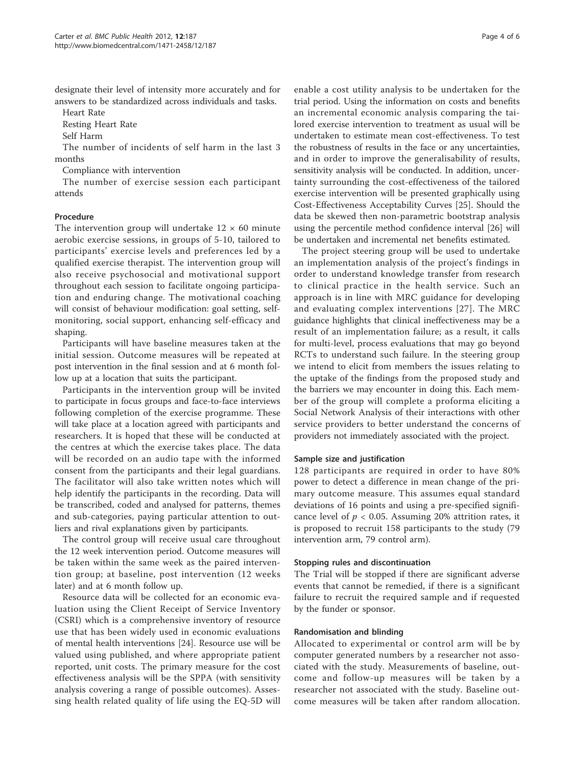designate their level of intensity more accurately and for answers to be standardized across individuals and tasks.

Heart Rate

Resting Heart Rate

Self Harm

The number of incidents of self harm in the last 3 months

Compliance with intervention

The number of exercise session each participant attends

### Procedure

The intervention group will undertake 12 × 60 minute aerobic exercise sessions, in groups of 5-10, tailored to participants' exercise levels and preferences led by a qualified exercise therapist. The intervention group will also receive psychosocial and motivational support throughout each session to facilitate ongoing participation and enduring change. The motivational coaching will consist of behaviour modification: goal setting, self-monitoring, social support, enhancing self-efficacy and shaping.

Participants will have baseline measures taken at the initial session. Outcome measures will be repeated at post intervention in the final session and at 6 month follow up at a location that suits the participant.

Participants in the intervention group will be invited to participate in focus groups and face-to-face interviews following completion of the exercise programme. These will take place at a location agreed with participants and researchers. It is hoped that these will be conducted at the centres at which the exercise takes place. The data will be recorded on an audio tape with the informed consent from the participants and their legal guardians. The facilitator will also take written notes which will help identify the participants in the recording. Data will be transcribed, coded and analysed for patterns, themes and sub-categories, paying particular attention to outliers and rival explanations given by participants.

The control group will receive usual care throughout the 12 week intervention period. Outcome measures will be taken within the same week as the paired intervention group; at baseline, post intervention (12 weeks later) and at 6 month follow up.

Resource data will be collected for an economic evaluation using the Client Receipt of Service Inventory (CSRI) which is a comprehensive inventory of resource use that has been widely used in economic evaluations of mental health interventions [24]. Resource use will be valued using published, and where appropriate patient reported, unit costs. The primary measure for the cost effectiveness analysis will be the SPPA (with sensitivity analysis covering a range of possible outcomes). Assessing health related quality of life using the EQ-5D will enable a cost utility analysis to be undertaken for the trial period. Using the information on costs and benefits an incremental economic analysis comparing the tailored exercise intervention to treatment as usual will be undertaken to estimate mean cost-effectiveness. To test the robustness of results in the face or any uncertainties, and in order to improve the generalisability of results, sensitivity analysis will be conducted. In addition, uncertainty surrounding the cost-effectiveness of the tailored exercise intervention will be presented graphically using Cost-Effectiveness Acceptability Curves [25]. Should the data be skewed then non-parametric bootstrap analysis using the percentile method confidence interval [26] will be undertaken and incremental net benefits estimated.

The project steering group will be used to undertake an implementation analysis of the project's findings in order to understand knowledge transfer from research to clinical practice in the health service. Such an approach is in line with MRC guidance for developing and evaluating complex interventions [27]. The MRC guidance highlights that clinical ineffectiveness may be a result of an implementation failure; as a result, it calls for multi-level, process evaluations that may go beyond RCTs to understand such failure. In the steering group we intend to elicit from members the issues relating to the uptake of the findings from the proposed study and the barriers we may encounter in doing this. Each member of the group will complete a proforma eliciting a Social Network Analysis of their interactions with other service providers to better understand the concerns of providers not immediately associated with the project.

### Sample size and justification

128 participants are required in order to have 80% power to detect a difference in mean change of the primary outcome measure. This assumes equal standard deviations of 16 points and using a pre-specified significance level of $p < 0.05$. Assuming 20% attrition rates, it is proposed to recruit 158 participants to the study (79 intervention arm, 79 control arm).

### Stopping rules and discontinuation

The Trial will be stopped if there are significant adverse events that cannot be remedied, if there is a significant failure to recruit the required sample and if requested by the funder or sponsor.

### Randomisation and blinding

Allocated to experimental or control arm will be by computer generated numbers by a researcher not associated with the study. Measurements of baseline, outcome and follow-up measures will be taken by a researcher not associated with the study. Baseline outcome measures will be taken after random allocation.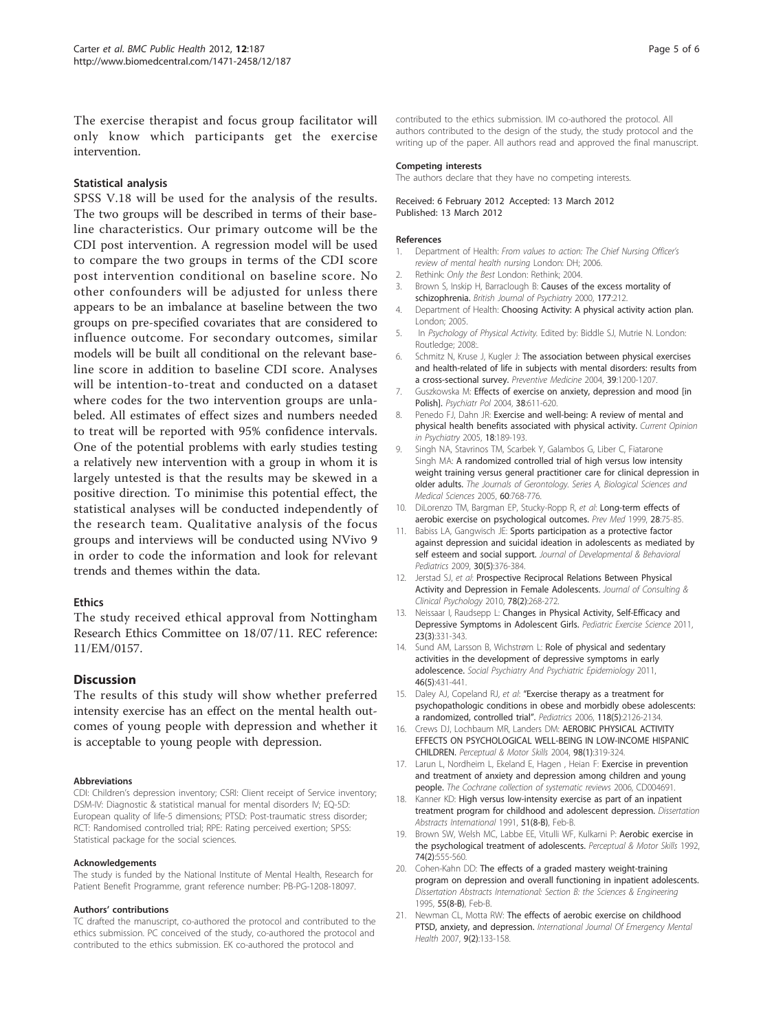The exercise therapist and focus group facilitator will only know which participants get the exercise intervention.

### Statistical analysis

SPSS V.18 will be used for the analysis of the results. The two groups will be described in terms of their baseline characteristics. Our primary outcome will be the CDI post intervention. A regression model will be used to compare the two groups in terms of the CDI score post intervention conditional on baseline score. No other confounders will be adjusted for unless there appears to be an imbalance at baseline between the two groups on pre-specified covariates that are considered to influence outcome. For secondary outcomes, similar models will be built all conditional on the relevant baseline score in addition to baseline CDI score. Analyses will be intention-to-treat and conducted on a dataset where codes for the two intervention groups are unlabeled. All estimates of effect sizes and numbers needed to treat will be reported with 95% confidence intervals. One of the potential problems with early studies testing a relatively new intervention with a group in whom it is largely untested is that the results may be skewed in a positive direction. To minimise this potential effect, the statistical analyses will be conducted independently of the research team. Qualitative analysis of the focus groups and interviews will be conducted using NVivo 9 in order to code the information and look for relevant trends and themes within the data.

### Ethics

The study received ethical approval from Nottingham Research Ethics Committee on 18/07/11. REC reference: 11/EM/0157.

## Discussion

The results of this study will show whether preferred intensity exercise has an effect on the mental health outcomes of young people with depression and whether it is acceptable to young people with depression.

#### Abbreviations

CDI: Children's depression inventory; CSRI: Client receipt of Service inventory; DSM-IV: Diagnostic & statistical manual for mental disorders IV; EQ-5D: European quality of life-5 dimensions; PTSD: Post-traumatic stress disorder; RCT: Randomised controlled trial; RPE: Rating perceived exertion; SPSS: Statistical package for the social sciences.

#### Acknowledgements

The study is funded by the National Institute of Mental Health, Research for Patient Benefit Programme, grant reference number: PB-PG-1208-18097.

#### Authors' contributions

TC drafted the manuscript, co-authored the protocol and contributed to the ethics submission. PC conceived of the study, co-authored the protocol and contributed to the ethics submission. EK co-authored the protocol and contributed to the ethics submission. IM co-authored the protocol. All authors contributed to the design of the study, the study protocol and the writing up of the paper. All authors read and approved the final manuscript.

#### Competing interests

The authors declare that they have no competing interests.

Received: 6 February 2012 Accepted: 13 March 2012
Published: 13 March 2012

#### References

1. Department of Health: *From values to action: The Chief Nursing Officer's review of mental health nursing* London: DH; 2006.
2. Rethink: *Only the Best* London: Rethink; 2004.
3. Brown S, Inskip H, Barraclough B: **Causes of the excess mortality of schizophrenia.** *British Journal of Psychiatry* 2000, **177**:212.
4. Department of Health: **Choosing Activity: A physical activity action plan.** London; 2005.
5. In *Psychology of Physical Activity.* Edited by: Biddle SJ, Mutrie N. London: Routledge; 2008:.
6. Schmitz N, Kruse J, Kugler J: **The association between physical exercises and health-related of life in subjects with mental disorders: results from a cross-sectional survey.** *Preventive Medicine* 2004, **39**:1200-1207.
7. Guszkowska M: **Effects of exercise on anxiety, depression and mood [in Polish].** *Psychiatr Pol* 2004, **38**:611-620.
8. Penedo FJ, Dahn JR: **Exercise and well-being: A review of mental and physical health benefits associated with physical activity.** *Current Opinion in Psychiatry* 2005, **18**:189-193.
9. Singh NA, Stavrinos TM, Scarbek Y, Galambos G, Liber C, Fiatarone Singh MA: **A randomized controlled trial of high versus low intensity weight training versus general practitioner care for clinical depression in older adults.** *The Journals of Gerontology. Series A, Biological Sciences and Medical Sciences* 2005, **60**:768-776.
10. DiLorenzo TM, Bargman EP, Stucky-Ropp R, *et al*: **Long-term effects of aerobic exercise on psychological outcomes.** *Prev Med* 1999, **28**:75-85.
11. Babiss LA, Gangwisch JE: **Sports participation as a protective factor against depression and suicidal ideation in adolescents as mediated by self esteem and social support.** *Journal of Developmental & Behavioral Pediatrics* 2009, **30(5)**:376-384.
12. Jerstad SJ, *et al*: **Prospective Reciprocal Relations Between Physical Activity and Depression in Female Adolescents.** *Journal of Consulting & Clinical Psychology* 2010, **78(2)**:268-272.
13. Neissaar I, Raudsepp L: **Changes in Physical Activity, Self-Efficacy and Depressive Symptoms in Adolescent Girls.** *Pediatric Exercise Science* 2011, **23(3)**:331-343.
14. Sund AM, Larsson B, Wichstrøm L: **Role of physical and sedentary activities in the development of depressive symptoms in early adolescence.** *Social Psychiatry And Psychiatric Epidemiology* 2011, **46(5)**:431-441.
15. Daley AJ, Copeland RJ, *et al*: **"Exercise therapy as a treatment for psychopathologic conditions in obese and morbidly obese adolescents: a randomized, controlled trial".** *Pediatrics* 2006, **118(5)**:2126-2134.
16. Crews DJ, Lochbaum MR, Landers DM: **AEROBIC PHYSICAL ACTIVITY EFFECTS ON PSYCHOLOGICAL WELL-BEING IN LOW-INCOME HISPANIC CHILDREN.** *Perceptual & Motor Skills* 2004, **98(1)**:319-324.
17. Larun L, Nordheim L, Ekeland E, Hagen , Heian F: **Exercise in prevention and treatment of anxiety and depression among children and young people.** *The Cochrane collection of systematic reviews* 2006, CD004691.
18. Kanner KD: **High versus low-intensity exercise as part of an inpatient treatment program for childhood and adolescent depression.** *Dissertation Abstracts International* 1991, **51(8-B)**, Feb-B.
19. Brown SW, Welsh MC, Labbe EE, Vitulli WF, Kulkarni P: **Aerobic exercise in the psychological treatment of adolescents.** *Perceptual & Motor Skills* 1992, **74(2)**:555-560.
20. Cohen-Kahn DD: **The effects of a graded mastery weight-training program on depression and overall functioning in inpatient adolescents.** *Dissertation Abstracts International: Section B: the Sciences & Engineering* 1995, **55(8-B)**, Feb-B.
21. Newman CL, Motta RW: **The effects of aerobic exercise on childhood PTSD, anxiety, and depression.** *International Journal Of Emergency Mental Health* 2007, **9(2)**:133-158.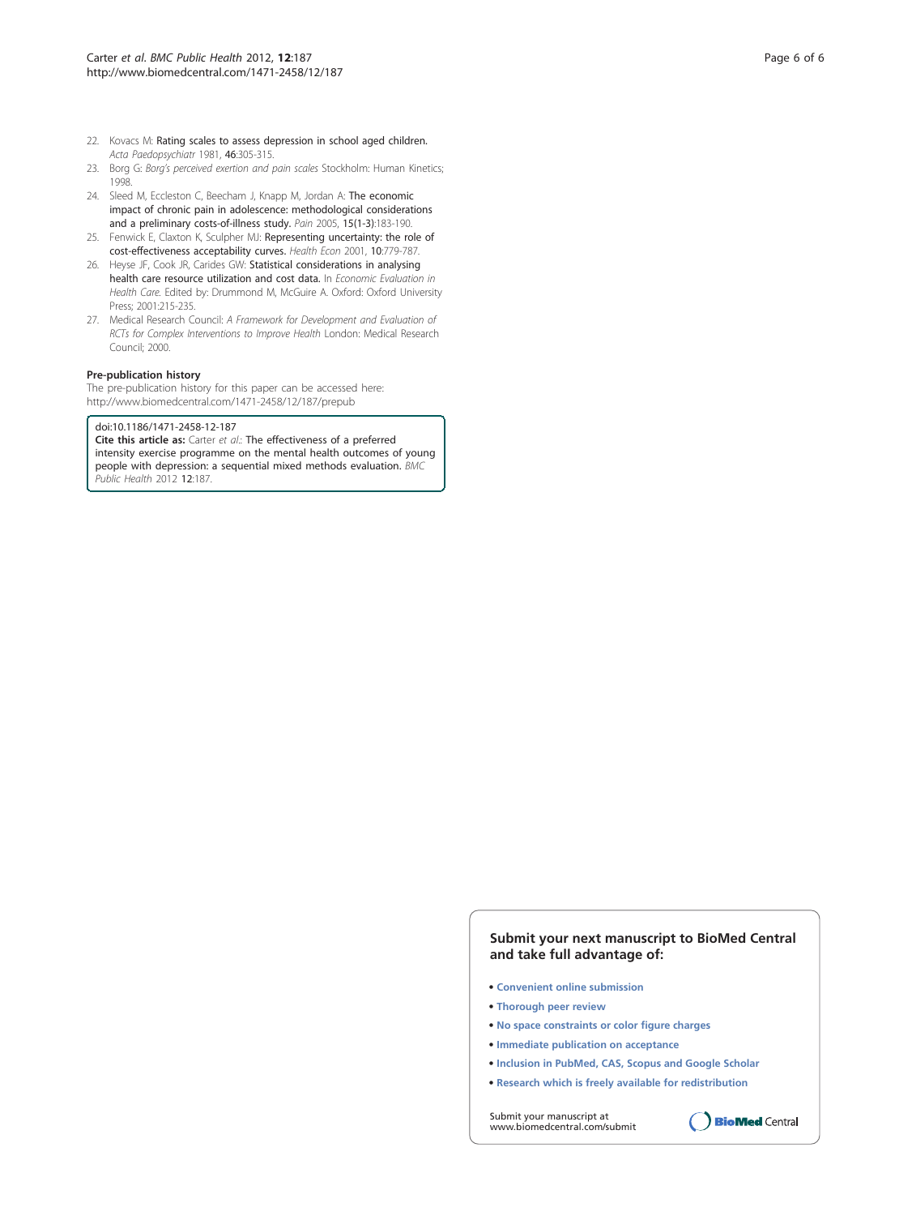22. Kovacs M: **Rating scales to assess depression in school aged children.** *Acta Paedopsychiatr* 1981, **46**:305-315.
23. Borg G: *Borg's perceived exertion and pain scales* Stockholm: Human Kinetics; 1998.
24. Sleed M, Eccleston C, Beecham J, Knapp M, Jordan A: **The economic impact of chronic pain in adolescence: methodological considerations and a preliminary costs-of-illness study.** *Pain* 2005, **15(1-3)**:183-190.
25. Fenwick E, Claxton K, Sculpher MJ: **Representing uncertainty: the role of cost-effectiveness acceptability curves.** *Health Econ* 2001, **10**:779-787.
26. Heyse JF, Cook JR, Carides GW: **Statistical considerations in analysing health care resource utilization and cost data.** In *Economic Evaluation in Health Care.* Edited by: Drummond M, McGuire A. Oxford: Oxford University Press; 2001:215-235.
27. Medical Research Council: *A Framework for Development and Evaluation of RCTs for Complex Interventions to Improve Health* London: Medical Research Council; 2000.

### Pre-publication history

The pre-publication history for this paper can be accessed here: http://www.biomedcentral.com/1471-2458/12/187/prepub

doi:10.1186/1471-2458-12-187

**Cite this article as:** Carter *et al.*: The effectiveness of a preferred intensity exercise programme on the mental health outcomes of young people with depression: a sequential mixed methods evaluation. *BMC Public Health* 2012 **12**:187.

**Submit your next manuscript to BioMed Central and take full advantage of:**

- **Convenient online submission**
- **Thorough peer review**
- **No space constraints or color figure charges**
- **Immediate publication on acceptance**
- **Inclusion in PubMed, CAS, Scopus and Google Scholar**
- **Research which is freely available for redistribution**

Submit your manuscript at www.biomedcentral.com/submit

BioMed Central